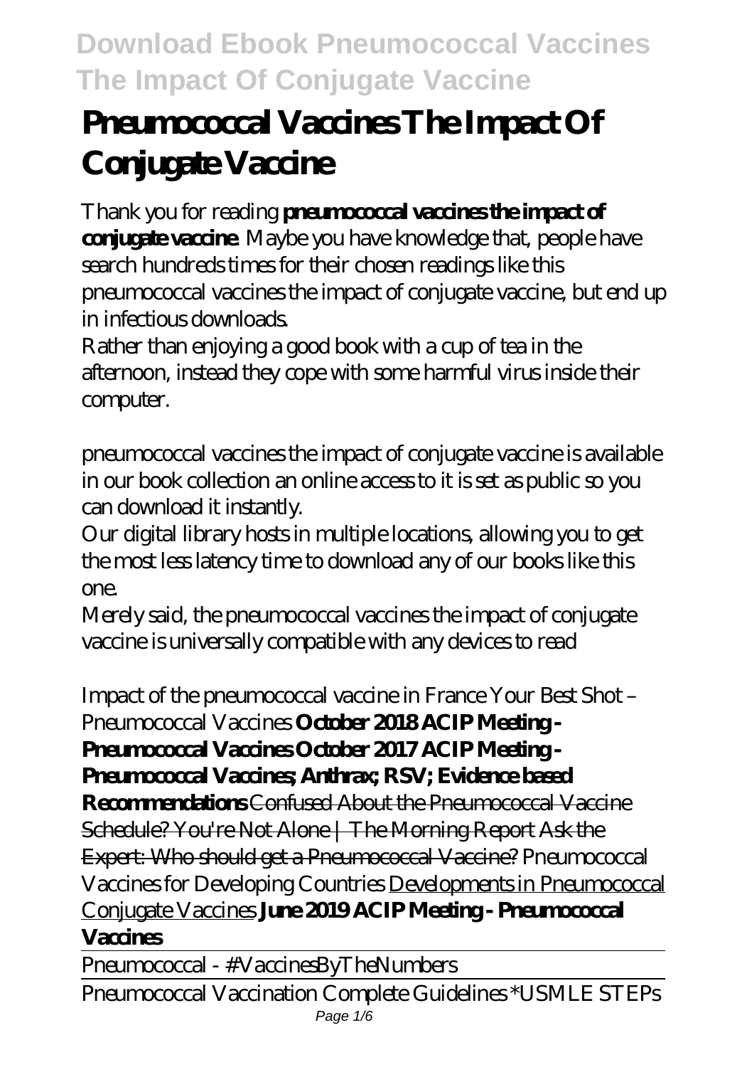# Pneumococcal Vaccines The Impact Of Conjugate Vaccine

Thank you for reading **pneumococcal vaccines the impact of conjugate vaccine**. Maybe you have knowledge that, people have search hundreds times for their chosen readings like this pneumococcal vaccines the impact of conjugate vaccine, but end up in infectious downloads.

Rather than enjoying a good book with a cup of tea in the afternoon, instead they cope with some harmful virus inside their computer.

pneumococcal vaccines the impact of conjugate vaccine is available in our book collection an online access to it is set as public so you can download it instantly.

Our digital library hosts in multiple locations, allowing you to get the most less latency time to download any of our books like this one.

Merely said, the pneumococcal vaccines the impact of conjugate vaccine is universally compatible with any devices to read

*Impact of the pneumococcal vaccine in France* *Your Best Shot – Pneumococcal Vaccines* **October 2018 ACIP Meeting - Pneumococcal Vaccines** **October 2017 ACIP Meeting - Pneumococcal Vaccines; Anthrax; RSV; Evidence based Recommendations** Confused About the Pneumococcal Vaccine Schedule? You're Not Alone | The Morning Report Ask the Expert: Who should get a Pneumococcal Vaccine? *Pneumococcal Vaccines for Developing Countries* Developments in Pneumococcal Conjugate Vaccines **June 2019 ACIP Meeting - Pneumococcal Vaccines**

Pneumococcal - #VaccinesByTheNumbers

Pneumococcal Vaccination Complete Guidelines *USMLE STEPs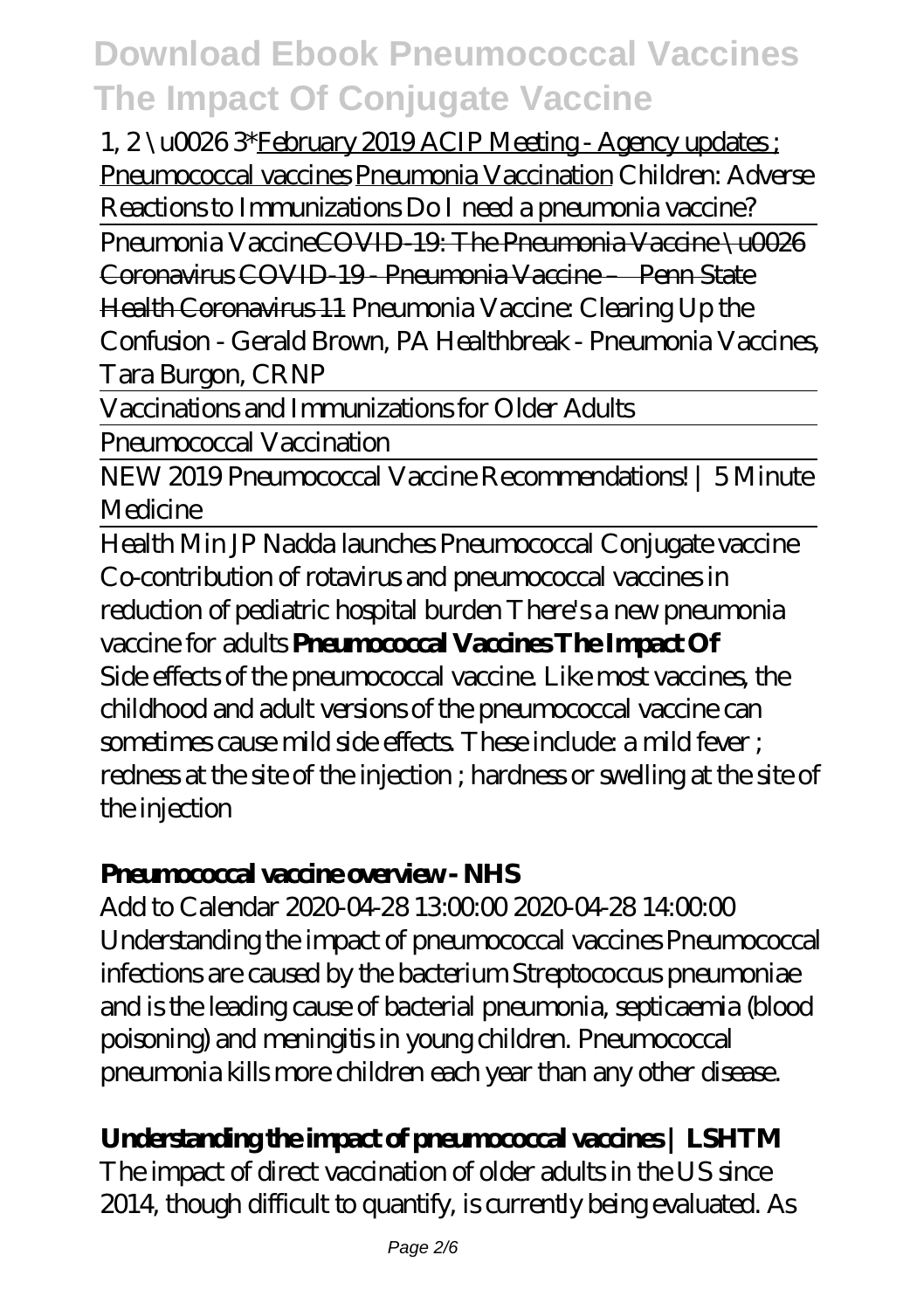1, 2 \u0026 3*February 2019 ACIP Meeting - Agency updates ; Pneumococcal vaccines Pneumonia Vaccination Children: Adverse Reactions to Immunizations Do I need a pneumonia vaccine?

Pneumonia Vaccine~~COVID-19: The Pneumonia Vaccine \u0026 Coronavirus COVID-19 - Pneumonia Vaccine – Penn State Health Coronavirus 11~~ Pneumonia Vaccine: Clearing Up the Confusion - Gerald Brown, PA Healthbreak - Pneumonia Vaccines, Tara Burgon, CRNP

Vaccinations and Immunizations for Older Adults

Pneumococcal Vaccination

NEW 2019 Pneumococcal Vaccine Recommendations! | 5 Minute Medicine

Health Min JP Nadda launches Pneumococcal Conjugate vaccine Co-contribution of rotavirus and pneumococcal vaccines in reduction of pediatric hospital burden There's a new pneumonia vaccine for adults **Pneumococcal Vaccines The Impact Of**

Side effects of the pneumococcal vaccine. Like most vaccines, the childhood and adult versions of the pneumococcal vaccine can sometimes cause mild side effects. These include: a mild fever ; redness at the site of the injection ; hardness or swelling at the site of the injection

## Pneumococcal vaccine overview - NHS

Add to Calendar 2020-04-28 13:00:00 2020-04-28 14:00:00 Understanding the impact of pneumococcal vaccines Pneumococcal infections are caused by the bacterium Streptococcus pneumoniae and is the leading cause of bacterial pneumonia, septicaemia (blood poisoning) and meningitis in young children. Pneumococcal pneumonia kills more children each year than any other disease.

## Understanding the impact of pneumococcal vaccines | LSHTM

The impact of direct vaccination of older adults in the US since 2014, though difficult to quantify, is currently being evaluated. As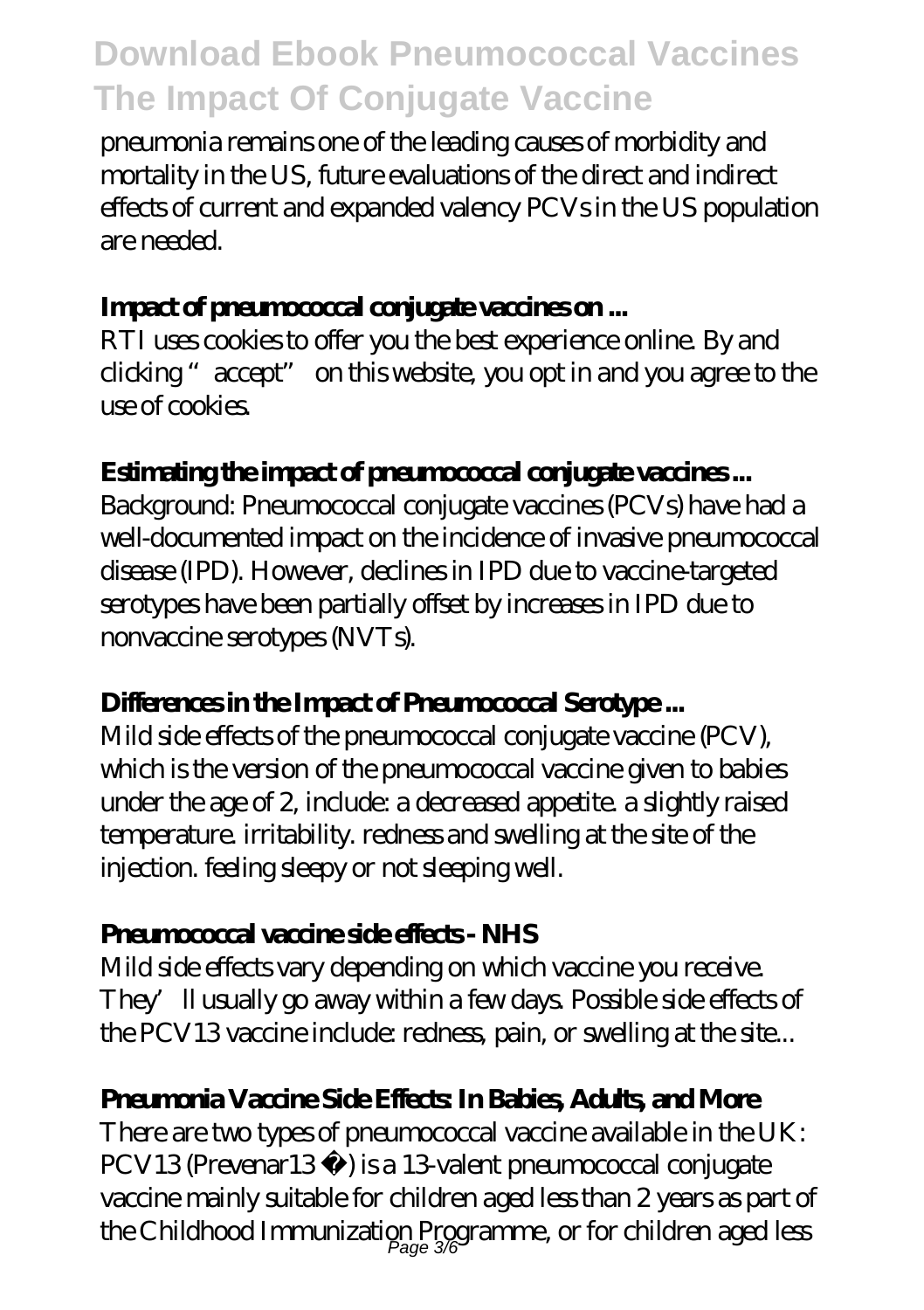pneumonia remains one of the leading causes of morbidity and mortality in the US, future evaluations of the direct and indirect effects of current and expanded valency PCVs in the US population are needed.

### Impact of pneumococcal conjugate vaccines on ...

RTI uses cookies to offer you the best experience online. By and clicking "accept" on this website, you opt in and you agree to the use of cookies.

### Estimating the impact of pneumococcal conjugate vaccines ...

Background: Pneumococcal conjugate vaccines (PCVs) have had a well-documented impact on the incidence of invasive pneumococcal disease (IPD). However, declines in IPD due to vaccine-targeted serotypes have been partially offset by increases in IPD due to nonvaccine serotypes (NVTs).

### Differences in the Impact of Pneumococcal Serotype ...

Mild side effects of the pneumococcal conjugate vaccine (PCV), which is the version of the pneumococcal vaccine given to babies under the age of 2, include: a decreased appetite. a slightly raised temperature. irritability. redness and swelling at the site of the injection. feeling sleepy or not sleeping well.

### Pneumococcal vaccine side effects - NHS

Mild side effects vary depending on which vaccine you receive. They'll usually go away within a few days. Possible side effects of the PCV13 vaccine include: redness, pain, or swelling at the site...

### Pneumonia Vaccine Side Effects: In Babies, Adults, and More

There are two types of pneumococcal vaccine available in the UK: PCV13 (Prevenar13 ®) is a 13-valent pneumococcal conjugate vaccine mainly suitable for children aged less than 2 years as part of the Childhood Immunization Programme, or for children aged less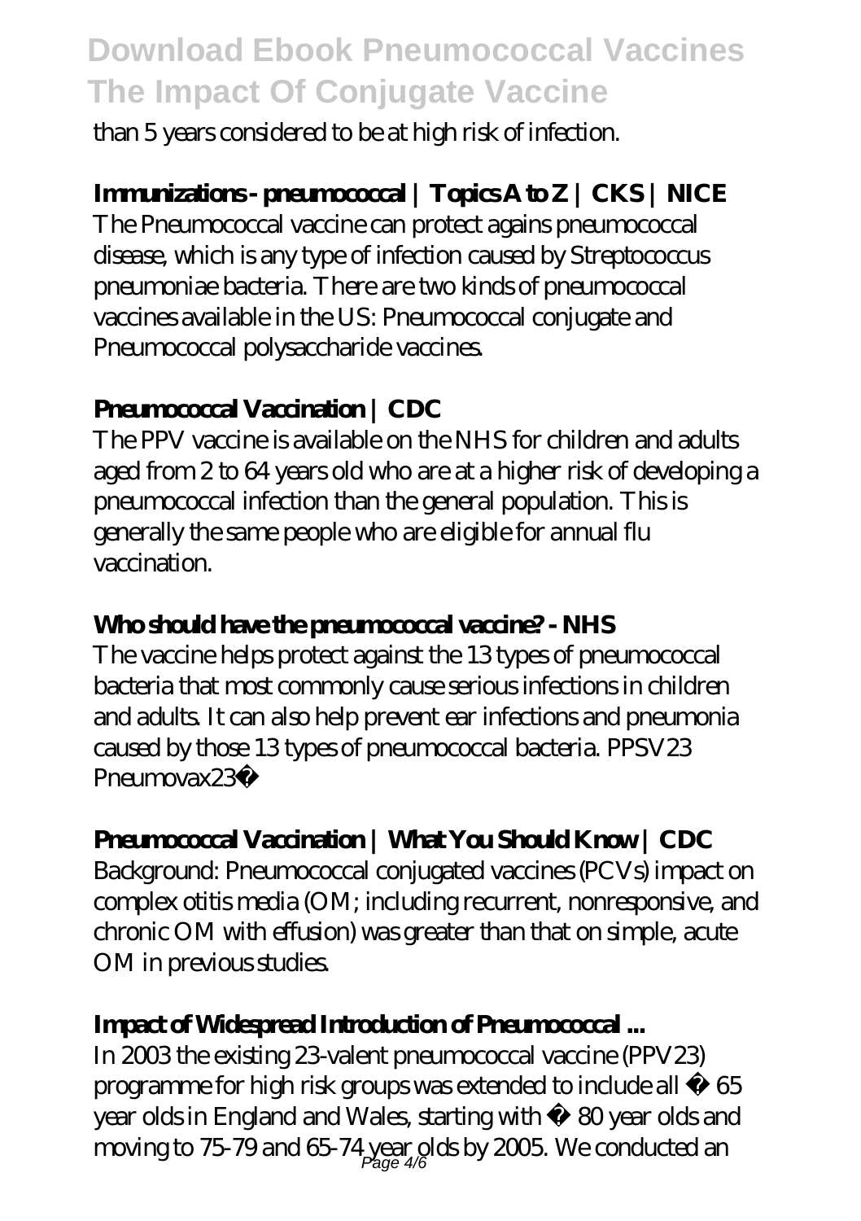than 5 years considered to be at high risk of infection.

**Immunizations - pneumococcal | Topics A to Z | CKS | NICE**

The Pneumococcal vaccine can protect agains pneumococcal disease, which is any type of infection caused by Streptococcus pneumoniae bacteria. There are two kinds of pneumococcal vaccines available in the US: Pneumococcal conjugate and Pneumococcal polysaccharide vaccines.

**Pneumococcal Vaccination | CDC**

The PPV vaccine is available on the NHS for children and adults aged from 2 to 64 years old who are at a higher risk of developing a pneumococcal infection than the general population. This is generally the same people who are eligible for annual flu vaccination.

**Who should have the pneumococcal vaccine? - NHS**

The vaccine helps protect against the 13 types of pneumococcal bacteria that most commonly cause serious infections in children and adults. It can also help prevent ear infections and pneumonia caused by those 13 types of pneumococcal bacteria. PPSV23 Pneumovax23®

**Pneumococcal Vaccination | What You Should Know | CDC**

Background: Pneumococcal conjugated vaccines (PCVs) impact on complex otitis media (OM; including recurrent, nonresponsive, and chronic OM with effusion) was greater than that on simple, acute OM in previous studies.

**Impact of Widespread Introduction of Pneumococcal ...**

In 2003 the existing 23-valent pneumococcal vaccine (PPV23) programme for high risk groups was extended to include all ≥ 65 year olds in England and Wales, starting with ≥ 80 year olds and moving to 75-79 and 65-74 year olds by 2005. We conducted an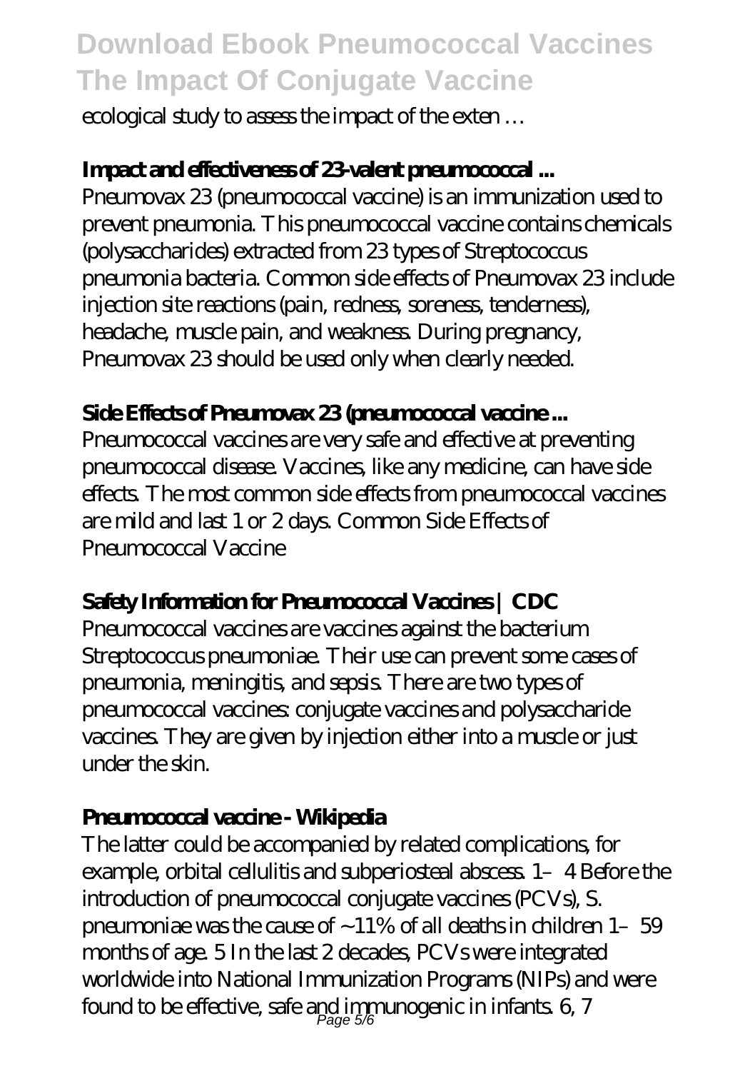ecological study to assess the impact of the exten …

**Impact and effectiveness of 23-valent pneumococcal ...**

Pneumovax 23 (pneumococcal vaccine) is an immunization used to prevent pneumonia. This pneumococcal vaccine contains chemicals (polysaccharides) extracted from 23 types of Streptococcus pneumonia bacteria. Common side effects of Pneumovax 23 include injection site reactions (pain, redness, soreness, tenderness), headache, muscle pain, and weakness. During pregnancy, Pneumovax 23 should be used only when clearly needed.

**Side Effects of Pneumovax 23 (pneumococcal vaccine ...**

Pneumococcal vaccines are very safe and effective at preventing pneumococcal disease. Vaccines, like any medicine, can have side effects. The most common side effects from pneumococcal vaccines are mild and last 1 or 2 days. Common Side Effects of Pneumococcal Vaccine

**Safety Information for Pneumococcal Vaccines | CDC**

Pneumococcal vaccines are vaccines against the bacterium Streptococcus pneumoniae. Their use can prevent some cases of pneumonia, meningitis, and sepsis. There are two types of pneumococcal vaccines: conjugate vaccines and polysaccharide vaccines. They are given by injection either into a muscle or just under the skin.

**Pneumococcal vaccine - Wikipedia**

The latter could be accompanied by related complications, for example, orbital cellulitis and subperiosteal abscess. 1–4 Before the introduction of pneumococcal conjugate vaccines (PCVs), S. pneumoniae was the cause of ~11% of all deaths in children 1–59 months of age. 5 In the last 2 decades, PCVs were integrated worldwide into National Immunization Programs (NIPs) and were found to be effective, safe and immunogenic in infants. 6, 7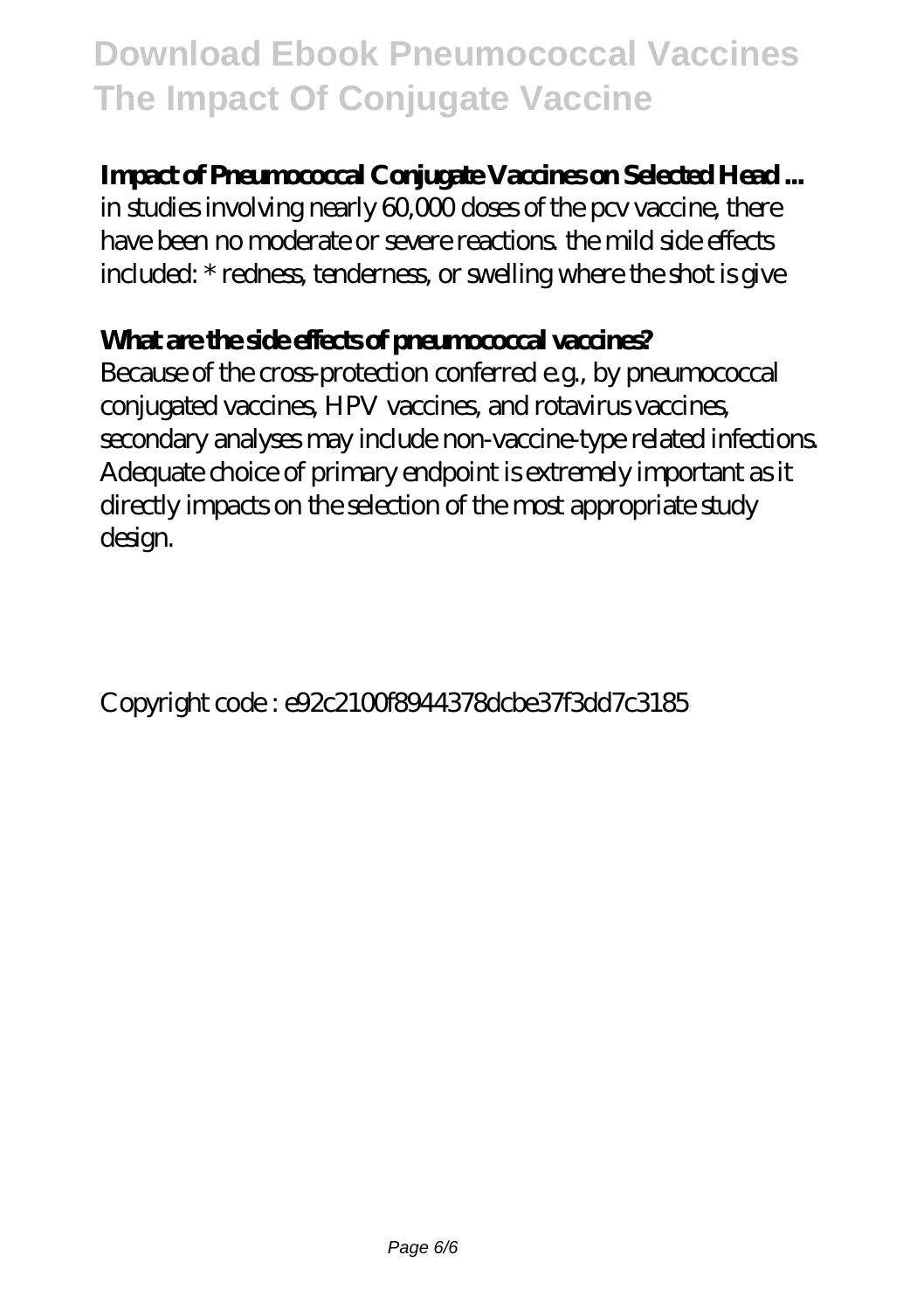**Impact of Pneumococcal Conjugate Vaccines on Selected Head ...**

in studies involving nearly 60,000 doses of the pcv vaccine, there have been no moderate or severe reactions. the mild side effects included: * redness, tenderness, or swelling where the shot is give

**What are the side effects of pneumococcal vaccines?**

Because of the cross-protection conferred e.g., by pneumococcal conjugated vaccines, HPV vaccines, and rotavirus vaccines, secondary analyses may include non-vaccine-type related infections. Adequate choice of primary endpoint is extremely important as it directly impacts on the selection of the most appropriate study design.

Copyright code : e92c2100f8944378dcbe37f3dd7c3185